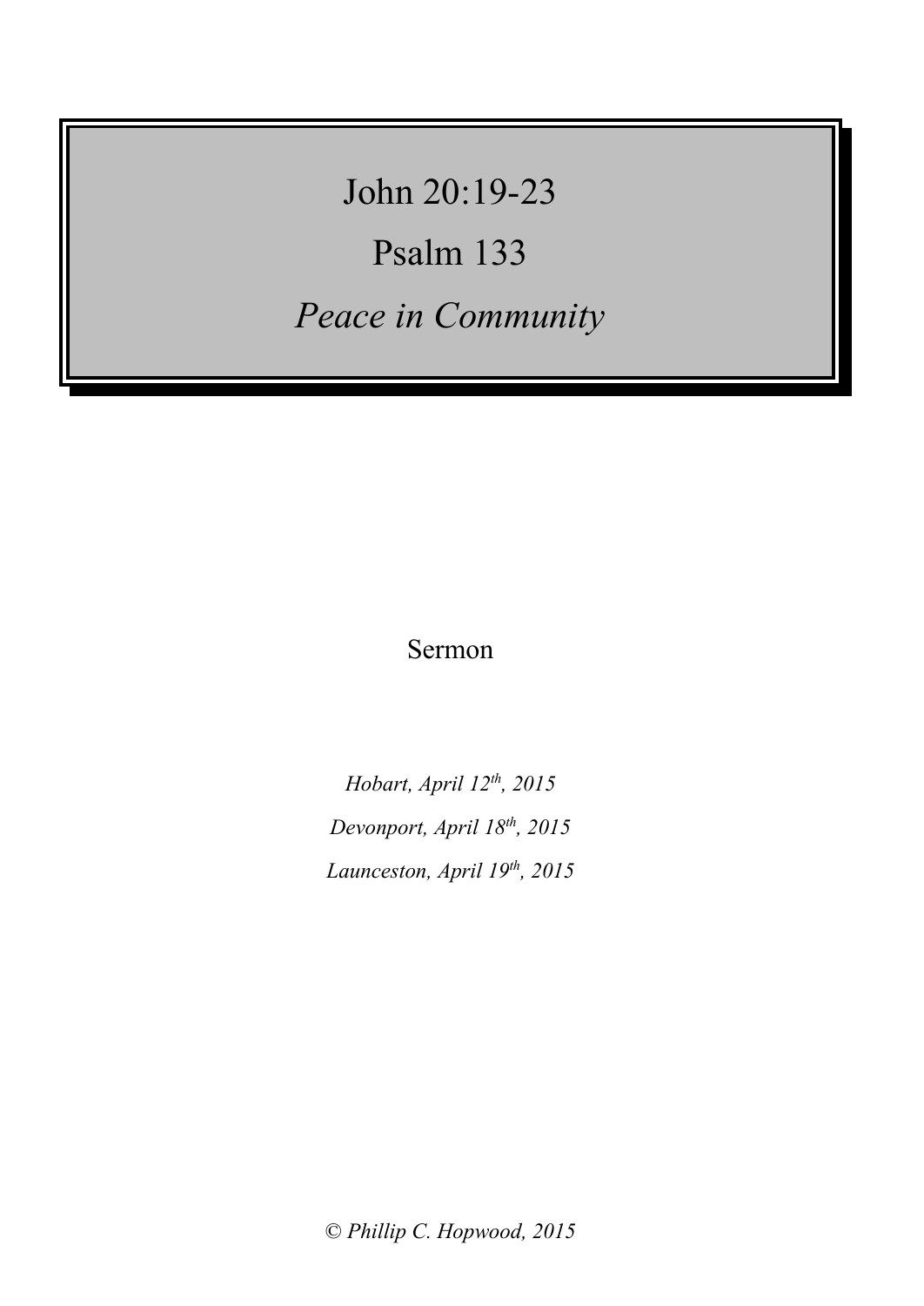# John 20:19-23

# Psalm 133

# *Peace in Community*

Sermon

*Hobart, April 12th, 2015*

*Devonport, April 18th, 2015*

*Launceston, April 19th, 2015*

*© Phillip C. Hopwood, 2015*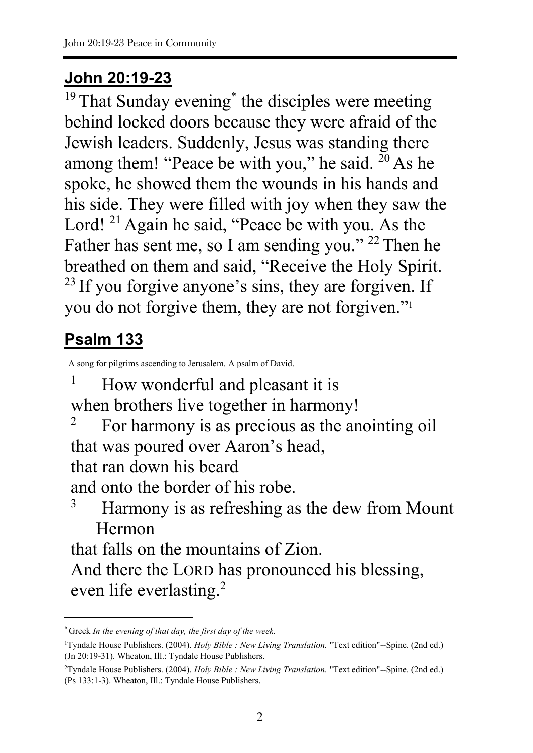## John 20:19-23

[19] That Sunday evening[*] the disciples were meeting behind locked doors because they were afraid of the Jewish leaders. Suddenly, Jesus was standing there among them! "Peace be with you," he said. [20] As he spoke, he showed them the wounds in his hands and his side. They were filled with joy when they saw the Lord! [21] Again he said, "Peace be with you. As the Father has sent me, so I am sending you." [22] Then he breathed on them and said, "Receive the Holy Spirit. [23] If you forgive anyone's sins, they are forgiven. If you do not forgive them, they are not forgiven."[1]

## Psalm 133

A song for pilgrims ascending to Jerusalem. A psalm of David.

[1] How wonderful and pleasant it is
when brothers live together in harmony!
[2] For harmony is as precious as the anointing oil
that was poured over Aaron's head,
that ran down his beard
and onto the border of his robe.
[3] Harmony is as refreshing as the dew from Mount Hermon
that falls on the mountains of Zion.
And there the LORD has pronounced his blessing,
even life everlasting.[2]

---

[*] Greek *In the evening of that day, the first day of the week.*

[1] Tyndale House Publishers. (2004). *Holy Bible : New Living Translation.* "Text edition"--Spine. (2nd ed.) (Jn 20:19-31). Wheaton, Ill.: Tyndale House Publishers.

[2] Tyndale House Publishers. (2004). *Holy Bible : New Living Translation.* "Text edition"--Spine. (2nd ed.) (Ps 133:1-3). Wheaton, Ill.: Tyndale House Publishers.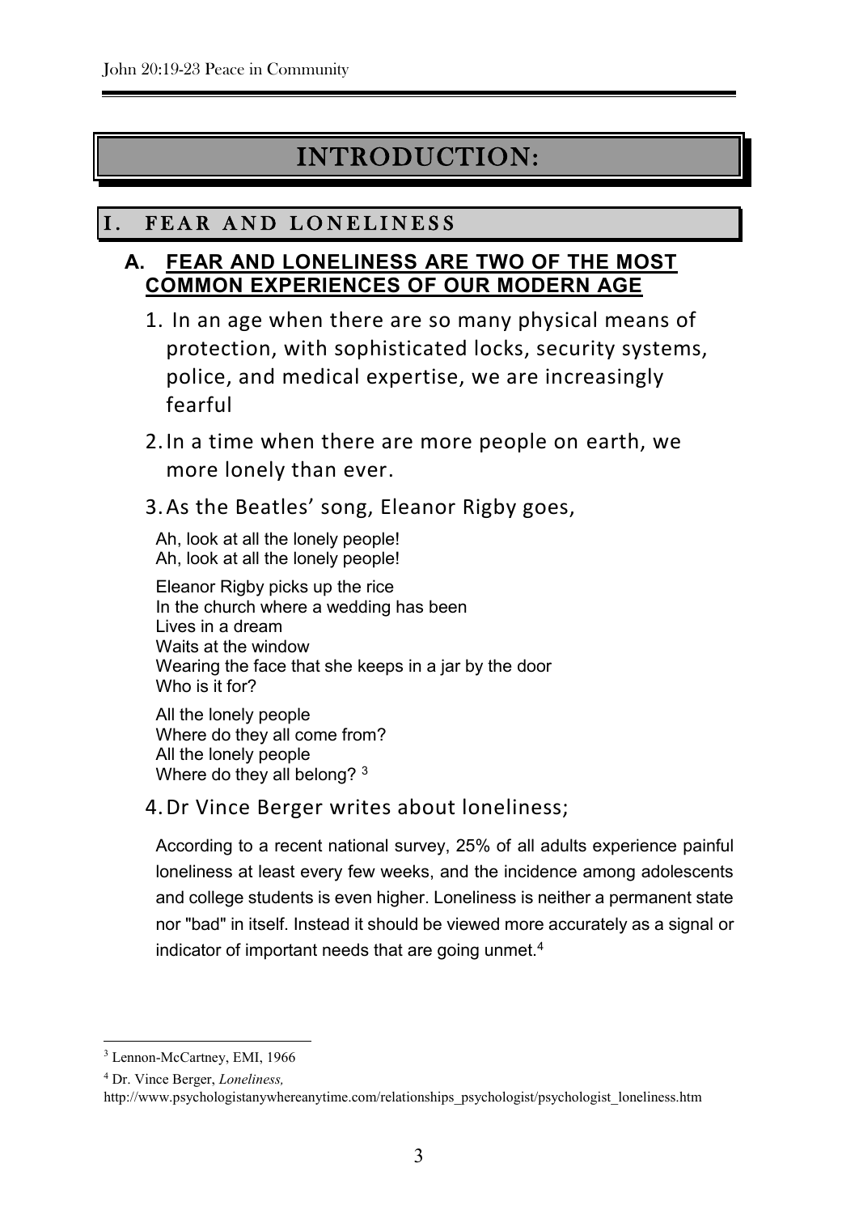# INTRODUCTION:

## I. FEAR AND LONELINESS

### A. FEAR AND LONELINESS ARE TWO OF THE MOST COMMON EXPERIENCES OF OUR MODERN AGE

1. In an age when there are so many physical means of protection, with sophisticated locks, security systems, police, and medical expertise, we are increasingly fearful
2. In a time when there are more people on earth, we more lonely than ever.
3. As the Beatles' song, Eleanor Rigby goes,

> Ah, look at all the lonely people!
> Ah, look at all the lonely people!
>
> Eleanor Rigby picks up the rice
> In the church where a wedding has been
> Lives in a dream
> Waits at the window
> Wearing the face that she keeps in a jar by the door
> Who is it for?
>
> All the lonely people
> Where do they all come from?
> All the lonely people
> Where do they all belong? [3]

4. Dr Vince Berger writes about loneliness;

> According to a recent national survey, 25% of all adults experience painful loneliness at least every few weeks, and the incidence among adolescents and college students is even higher. Loneliness is neither a permanent state nor "bad" in itself. Instead it should be viewed more accurately as a signal or indicator of important needs that are going unmet.[4]

---

[3] Lennon-McCartney, EMI, 1966

[4] Dr. Vince Berger, *Loneliness,* http://www.psychologistanywhereanytime.com/relationships_psychologist/psychologist_loneliness.htm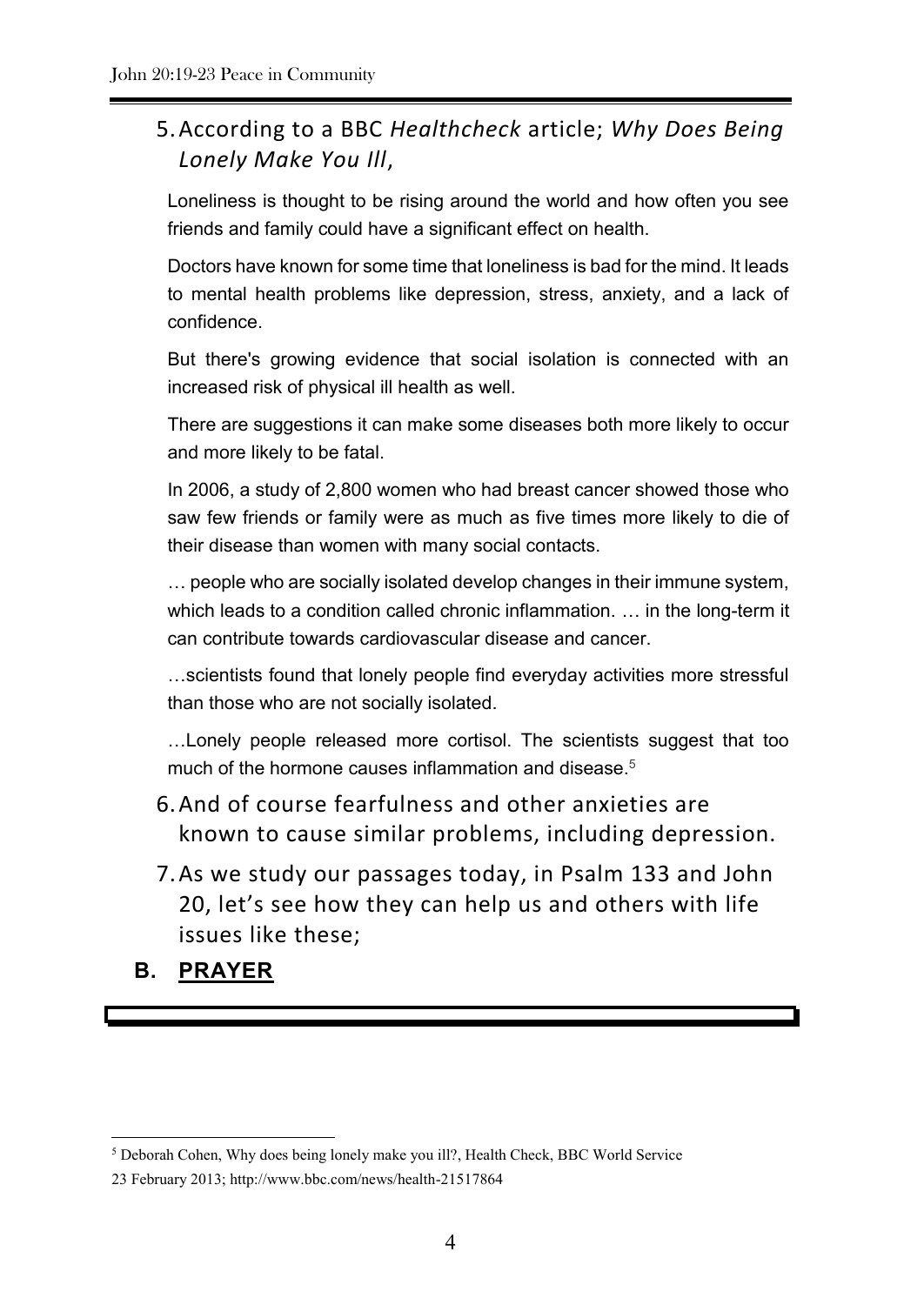5. According to a BBC *Healthcheck* article; *Why Does Being Lonely Make You Ill*,

> Loneliness is thought to be rising around the world and how often you see friends and family could have a significant effect on health.
>
> Doctors have known for some time that loneliness is bad for the mind. It leads to mental health problems like depression, stress, anxiety, and a lack of confidence.
>
> But there's growing evidence that social isolation is connected with an increased risk of physical ill health as well.
>
> There are suggestions it can make some diseases both more likely to occur and more likely to be fatal.
>
> In 2006, a study of 2,800 women who had breast cancer showed those who saw few friends or family were as much as five times more likely to die of their disease than women with many social contacts.
>
> … people who are socially isolated develop changes in their immune system, which leads to a condition called chronic inflammation. … in the long-term it can contribute towards cardiovascular disease and cancer.
>
> …scientists found that lonely people find everyday activities more stressful than those who are not socially isolated.
>
> …Lonely people released more cortisol. The scientists suggest that too much of the hormone causes inflammation and disease.[5]

6. And of course fearfulness and other anxieties are known to cause similar problems, including depression.
7. As we study our passages today, in Psalm 133 and John 20, let's see how they can help us and others with life issues like these;

## B. PRAYER

---

[5] Deborah Cohen, Why does being lonely make you ill?, Health Check, BBC World Service 23 February 2013; http://www.bbc.com/news/health-21517864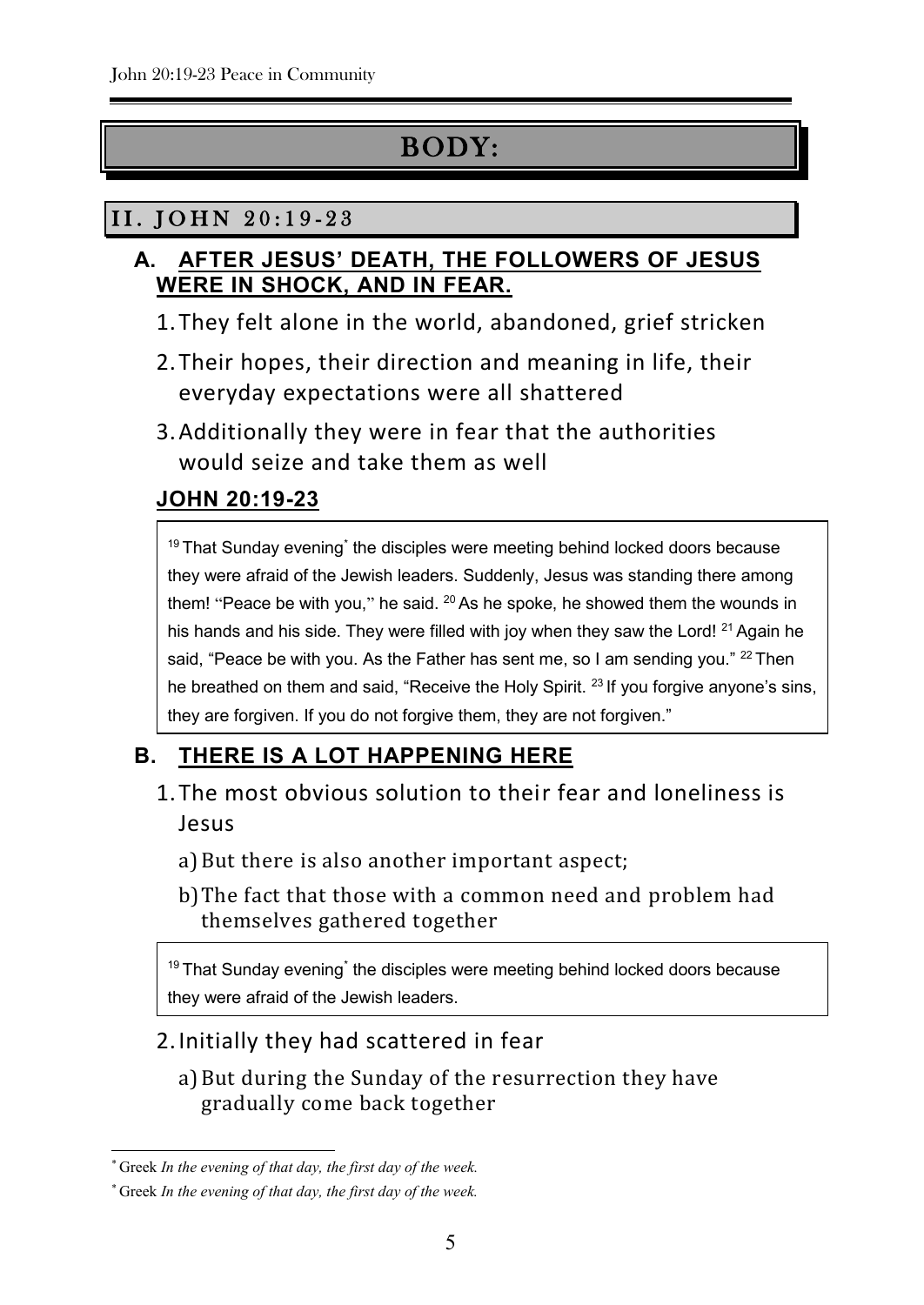# BODY:

## II. JOHN 20:19-23

### A. AFTER JESUS' DEATH, THE FOLLOWERS OF JESUS WERE IN SHOCK, AND IN FEAR.

1. They felt alone in the world, abandoned, grief stricken
2. Their hopes, their direction and meaning in life, their everyday expectations were all shattered
3. Additionally they were in fear that the authorities would seize and take them as well

**JOHN 20:19-23**

> [19] That Sunday evening[*] the disciples were meeting behind locked doors because they were afraid of the Jewish leaders. Suddenly, Jesus was standing there among them! "Peace be with you," he said. [20] As he spoke, he showed them the wounds in his hands and his side. They were filled with joy when they saw the Lord! [21] Again he said, "Peace be with you. As the Father has sent me, so I am sending you." [22] Then he breathed on them and said, "Receive the Holy Spirit. [23] If you forgive anyone's sins, they are forgiven. If you do not forgive them, they are not forgiven."

### B. THERE IS A LOT HAPPENING HERE

1. The most obvious solution to their fear and loneliness is Jesus
   a) But there is also another important aspect;
   b) The fact that those with a common need and problem had themselves gathered together

> [19] That Sunday evening[*] the disciples were meeting behind locked doors because they were afraid of the Jewish leaders.

2. Initially they had scattered in fear
   a) But during the Sunday of the resurrection they have gradually come back together

---

[*] Greek *In the evening of that day, the first day of the week.*

[*] Greek *In the evening of that day, the first day of the week.*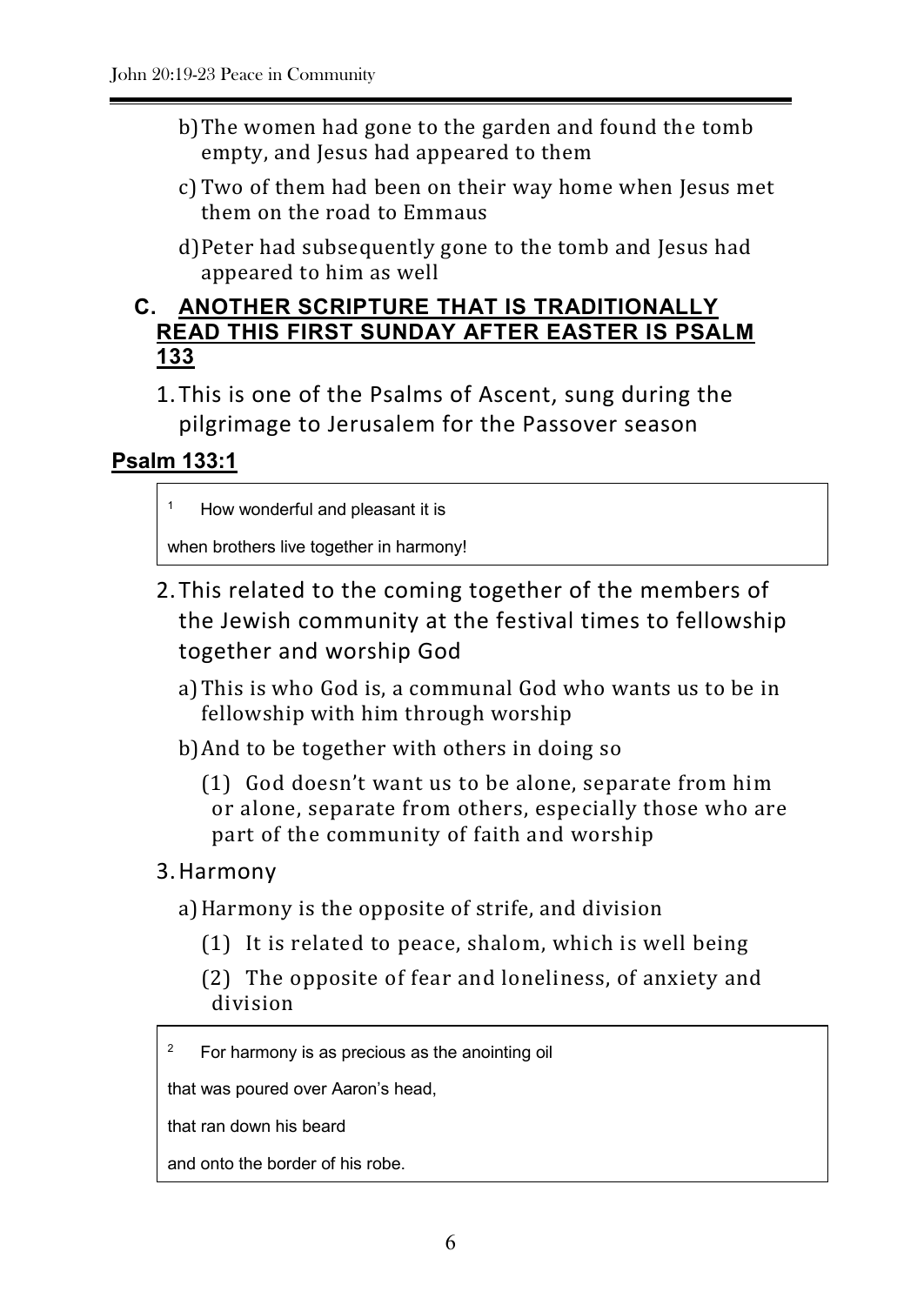b) The women had gone to the garden and found the tomb empty, and Jesus had appeared to them

c) Two of them had been on their way home when Jesus met them on the road to Emmaus

d) Peter had subsequently gone to the tomb and Jesus had appeared to him as well

### C. ANOTHER SCRIPTURE THAT IS TRADITIONALLY READ THIS FIRST SUNDAY AFTER EASTER IS PSALM 133

1. This is one of the Psalms of Ascent, sung during the pilgrimage to Jerusalem for the Passover season

**Psalm 133:1**

> [1] How wonderful and pleasant it is
>
> when brothers live together in harmony!

2. This related to the coming together of the members of the Jewish community at the festival times to fellowship together and worship God

   a) This is who God is, a communal God who wants us to be in fellowship with him through worship

   b) And to be together with others in doing so

      (1) God doesn't want us to be alone, separate from him or alone, separate from others, especially those who are part of the community of faith and worship

3. Harmony

   a) Harmony is the opposite of strife, and division

      (1) It is related to peace, shalom, which is well being

      (2) The opposite of fear and loneliness, of anxiety and division

> [2] For harmony is as precious as the anointing oil
>
> that was poured over Aaron's head,
>
> that ran down his beard
>
> and onto the border of his robe.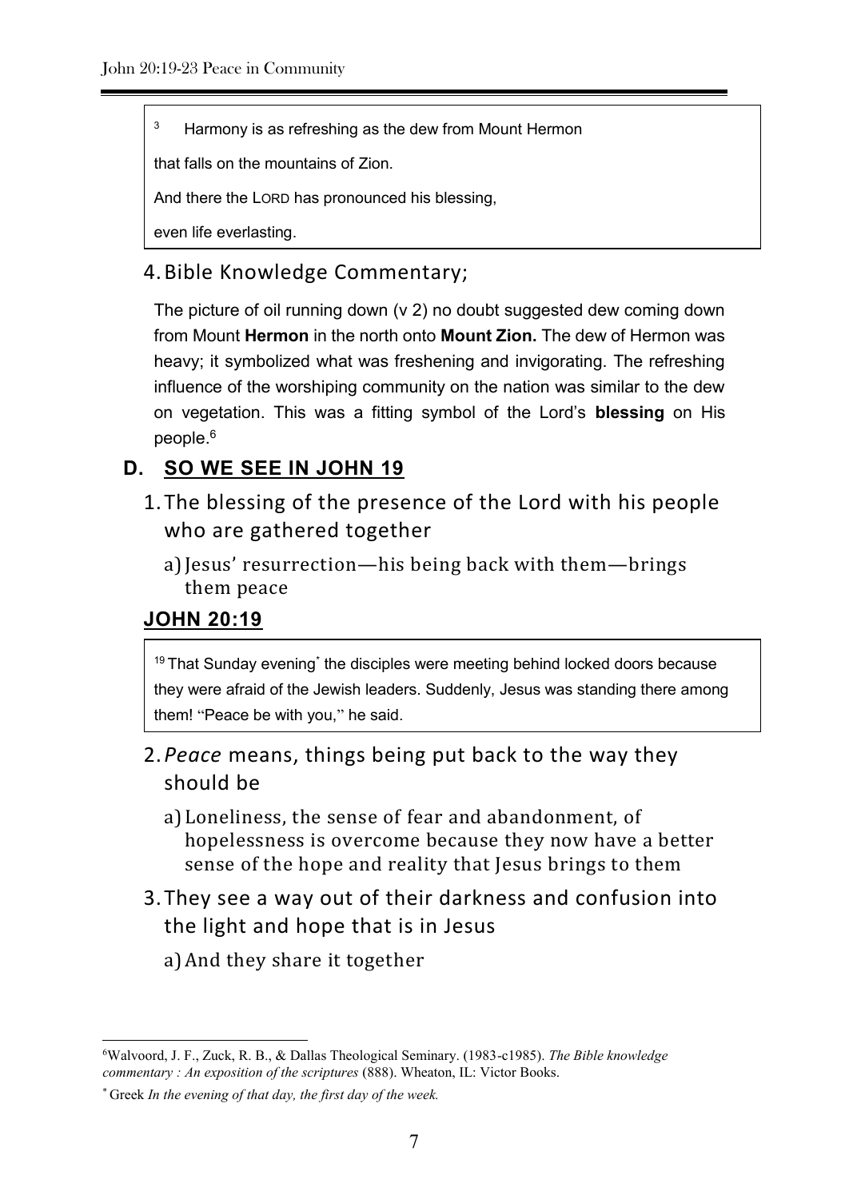> [3] Harmony is as refreshing as the dew from Mount Hermon
>
> that falls on the mountains of Zion.
>
> And there the LORD has pronounced his blessing,
>
> even life everlasting.

4. Bible Knowledge Commentary;

The picture of oil running down (v 2) no doubt suggested dew coming down from Mount **Hermon** in the north onto **Mount Zion.** The dew of Hermon was heavy; it symbolized what was freshening and invigorating. The refreshing influence of the worshiping community on the nation was similar to the dew on vegetation. This was a fitting symbol of the Lord's **blessing** on His people.[6]

## D. SO WE SEE IN JOHN 19

1. The blessing of the presence of the Lord with his people who are gathered together
   a) Jesus' resurrection—his being back with them—brings them peace

### JOHN 20:19

> [19] That Sunday evening[*] the disciples were meeting behind locked doors because they were afraid of the Jewish leaders. Suddenly, Jesus was standing there among them! "Peace be with you," he said.

2. *Peace* means, things being put back to the way they should be
   a) Loneliness, the sense of fear and abandonment, of hopelessness is overcome because they now have a better sense of the hope and reality that Jesus brings to them
3. They see a way out of their darkness and confusion into the light and hope that is in Jesus
   a) And they share it together

---

[6] Walvoord, J. F., Zuck, R. B., & Dallas Theological Seminary. (1983-c1985). *The Bible knowledge commentary : An exposition of the scriptures* (888). Wheaton, IL: Victor Books.

[*] Greek *In the evening of that day, the first day of the week.*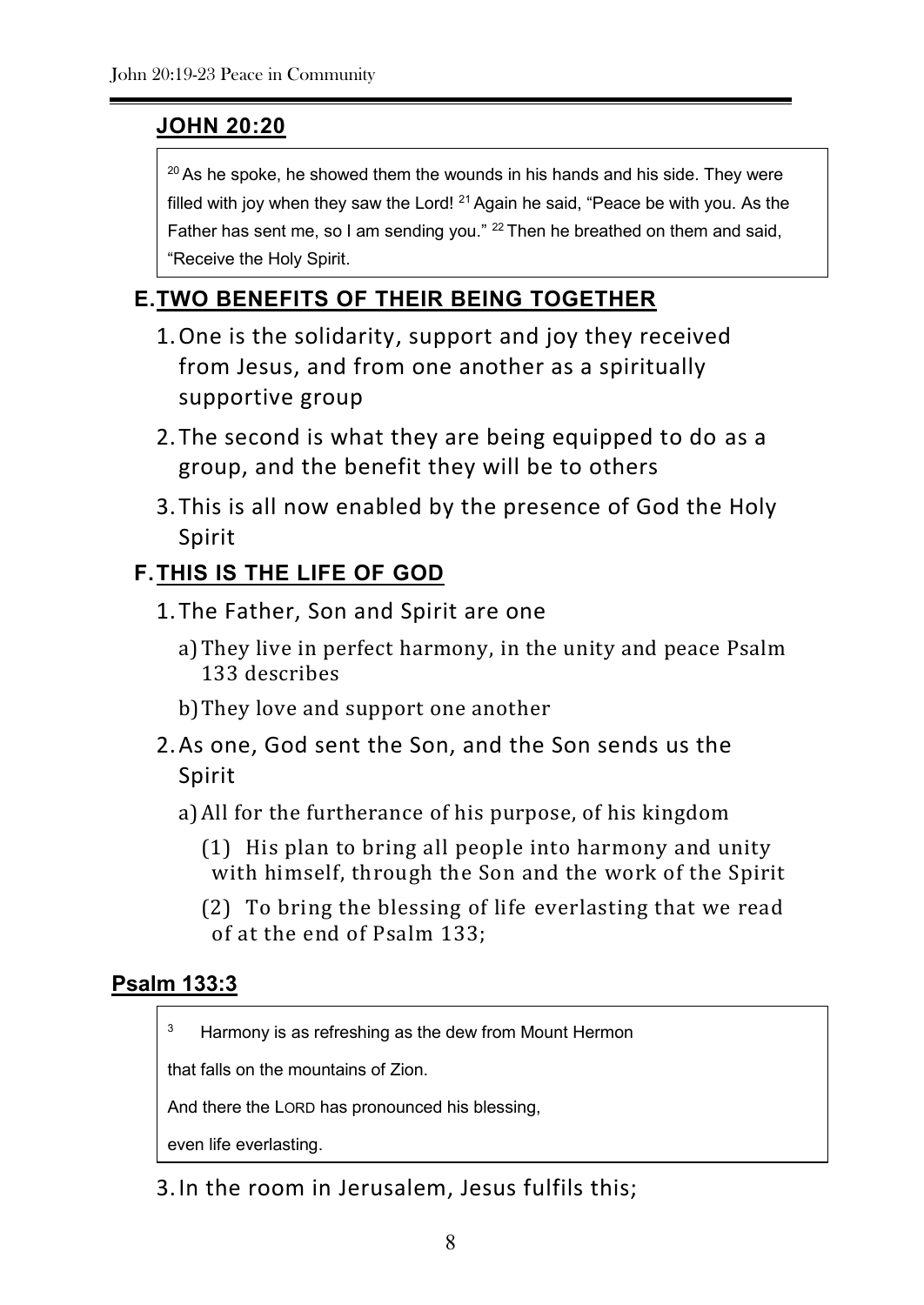## JOHN 20:20

> [20] As he spoke, he showed them the wounds in his hands and his side. They were filled with joy when they saw the Lord! [21] Again he said, "Peace be with you. As the Father has sent me, so I am sending you." [22] Then he breathed on them and said, "Receive the Holy Spirit.

## E. TWO BENEFITS OF THEIR BEING TOGETHER

1. One is the solidarity, support and joy they received from Jesus, and from one another as a spiritually supportive group
2. The second is what they are being equipped to do as a group, and the benefit they will be to others
3. This is all now enabled by the presence of God the Holy Spirit

## F. THIS IS THE LIFE OF GOD

1. The Father, Son and Spirit are one
   - a) They live in perfect harmony, in the unity and peace Psalm 133 describes
   - b) They love and support one another
2. As one, God sent the Son, and the Son sends us the Spirit
   - a) All for the furtherance of his purpose, of his kingdom
     - (1) His plan to bring all people into harmony and unity with himself, through the Son and the work of the Spirit
     - (2) To bring the blessing of life everlasting that we read of at the end of Psalm 133;

## Psalm 133:3

> [3] Harmony is as refreshing as the dew from Mount Hermon
>
> that falls on the mountains of Zion.
>
> And there the LORD has pronounced his blessing,
>
> even life everlasting.

3. In the room in Jerusalem, Jesus fulfils this;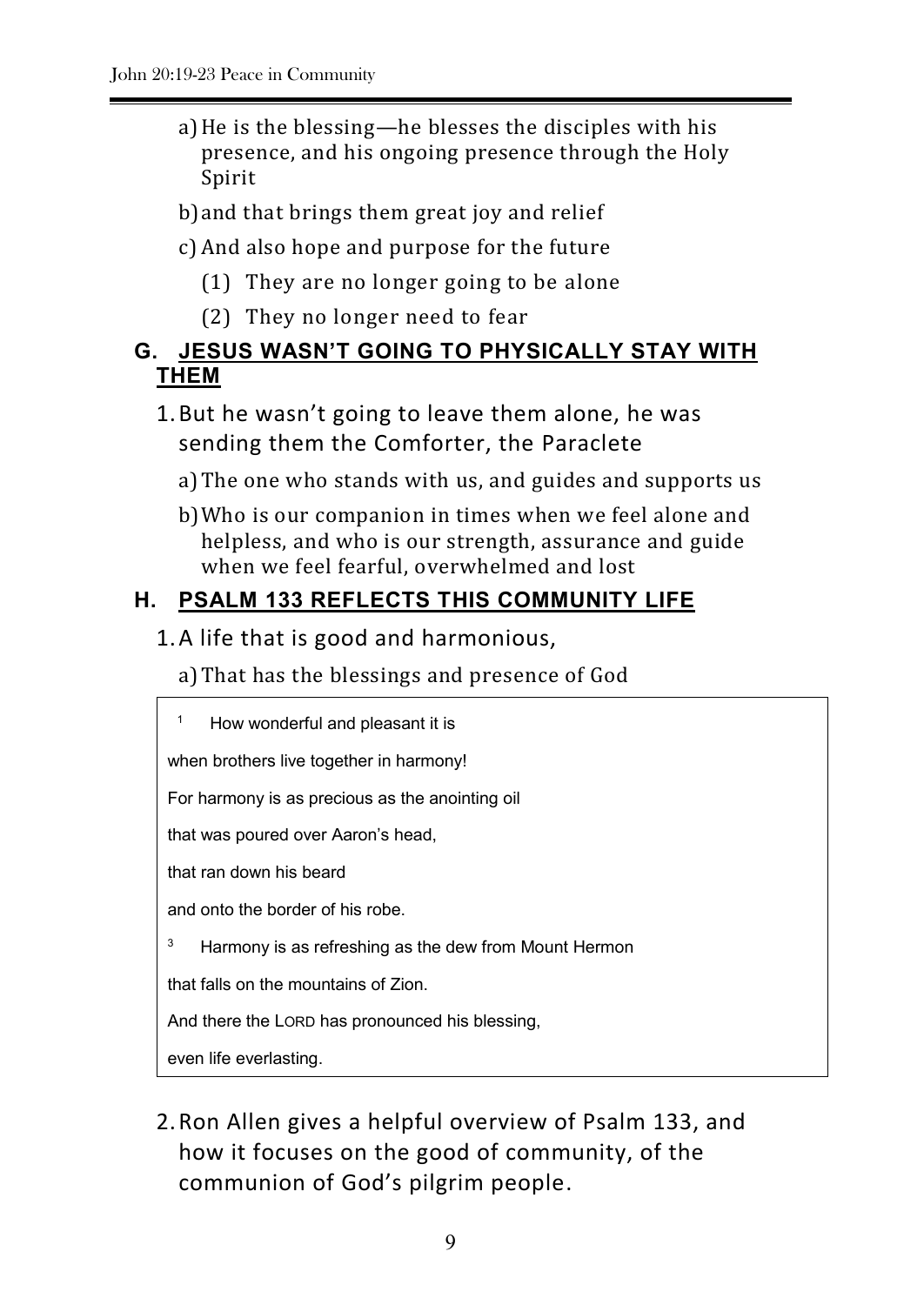a) He is the blessing—he blesses the disciples with his presence, and his ongoing presence through the Holy Spirit

b) and that brings them great joy and relief

c) And also hope and purpose for the future

(1) They are no longer going to be alone

(2) They no longer need to fear

## G. JESUS WASN'T GOING TO PHYSICALLY STAY WITH THEM

1. But he wasn't going to leave them alone, he was sending them the Comforter, the Paraclete

a) The one who stands with us, and guides and supports us

b) Who is our companion in times when we feel alone and helpless, and who is our strength, assurance and guide when we feel fearful, overwhelmed and lost

## H. PSALM 133 REFLECTS THIS COMMUNITY LIFE

1. A life that is good and harmonious,

a) That has the blessings and presence of God

> [1] How wonderful and pleasant it is
>
> when brothers live together in harmony!
>
> For harmony is as precious as the anointing oil
>
> that was poured over Aaron's head,
>
> that ran down his beard
>
> and onto the border of his robe.
>
> [3] Harmony is as refreshing as the dew from Mount Hermon
>
> that falls on the mountains of Zion.
>
> And there the LORD has pronounced his blessing,
>
> even life everlasting.

2. Ron Allen gives a helpful overview of Psalm 133, and how it focuses on the good of community, of the communion of God's pilgrim people.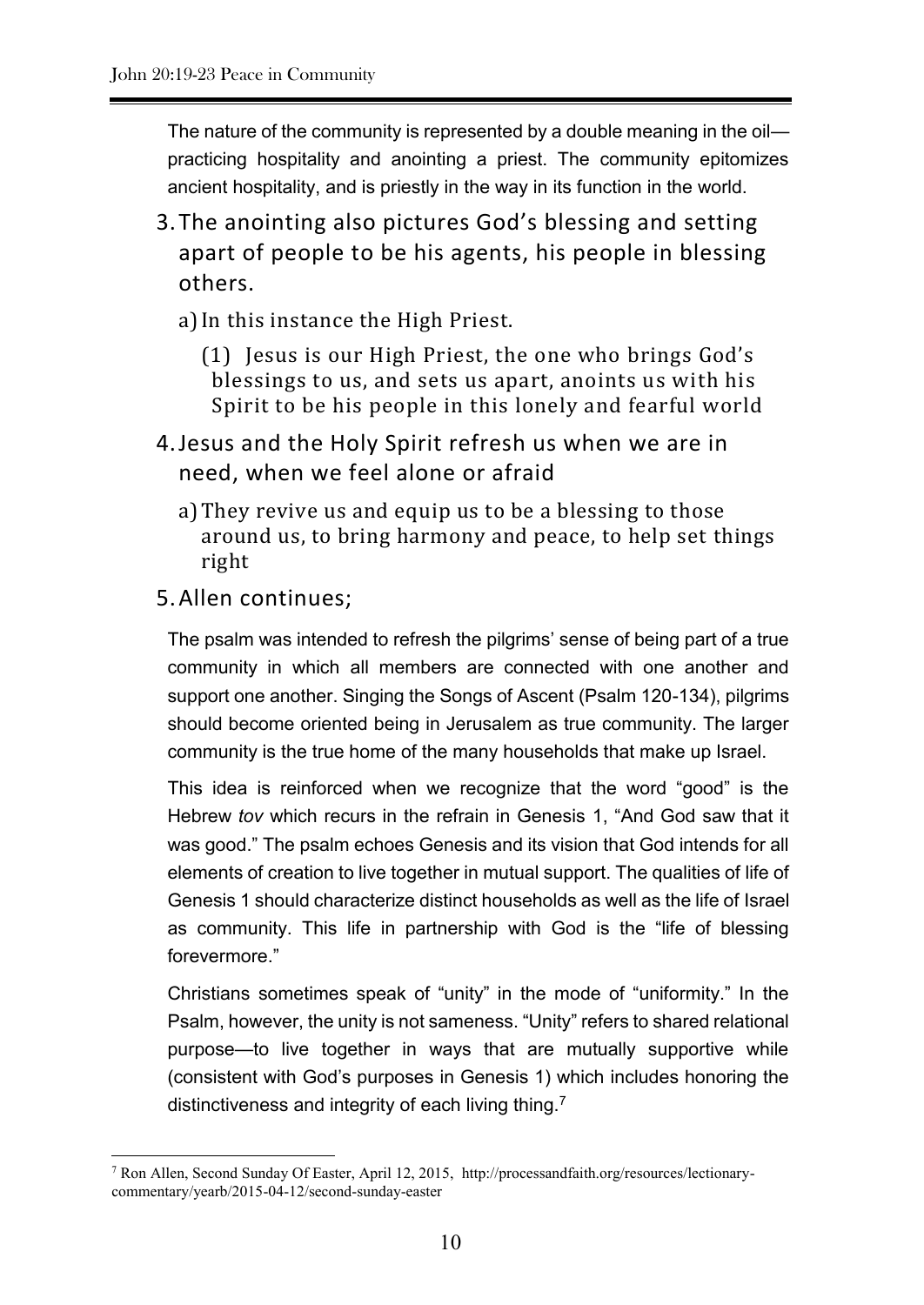The nature of the community is represented by a double meaning in the oil—practicing hospitality and anointing a priest. The community epitomizes ancient hospitality, and is priestly in the way in its function in the world.

3. The anointing also pictures God's blessing and setting apart of people to be his agents, his people in blessing others.
   a) In this instance the High Priest.
      (1) Jesus is our High Priest, the one who brings God's blessings to us, and sets us apart, anoints us with his Spirit to be his people in this lonely and fearful world
4. Jesus and the Holy Spirit refresh us when we are in need, when we feel alone or afraid
   a) They revive us and equip us to be a blessing to those around us, to bring harmony and peace, to help set things right
5. Allen continues;

> The psalm was intended to refresh the pilgrims' sense of being part of a true community in which all members are connected with one another and support one another. Singing the Songs of Ascent (Psalm 120-134), pilgrims should become oriented being in Jerusalem as true community. The larger community is the true home of the many households that make up Israel.
>
> This idea is reinforced when we recognize that the word "good" is the Hebrew *tov* which recurs in the refrain in Genesis 1, "And God saw that it was good." The psalm echoes Genesis and its vision that God intends for all elements of creation to live together in mutual support. The qualities of life of Genesis 1 should characterize distinct households as well as the life of Israel as community. This life in partnership with God is the "life of blessing forevermore."
>
> Christians sometimes speak of "unity" in the mode of "uniformity." In the Psalm, however, the unity is not sameness. "Unity" refers to shared relational purpose—to live together in ways that are mutually supportive while (consistent with God's purposes in Genesis 1) which includes honoring the distinctiveness and integrity of each living thing.[7]

---

[7] Ron Allen, Second Sunday Of Easter, April 12, 2015, http://processandfaith.org/resources/lectionary-commentary/yearb/2015-04-12/second-sunday-easter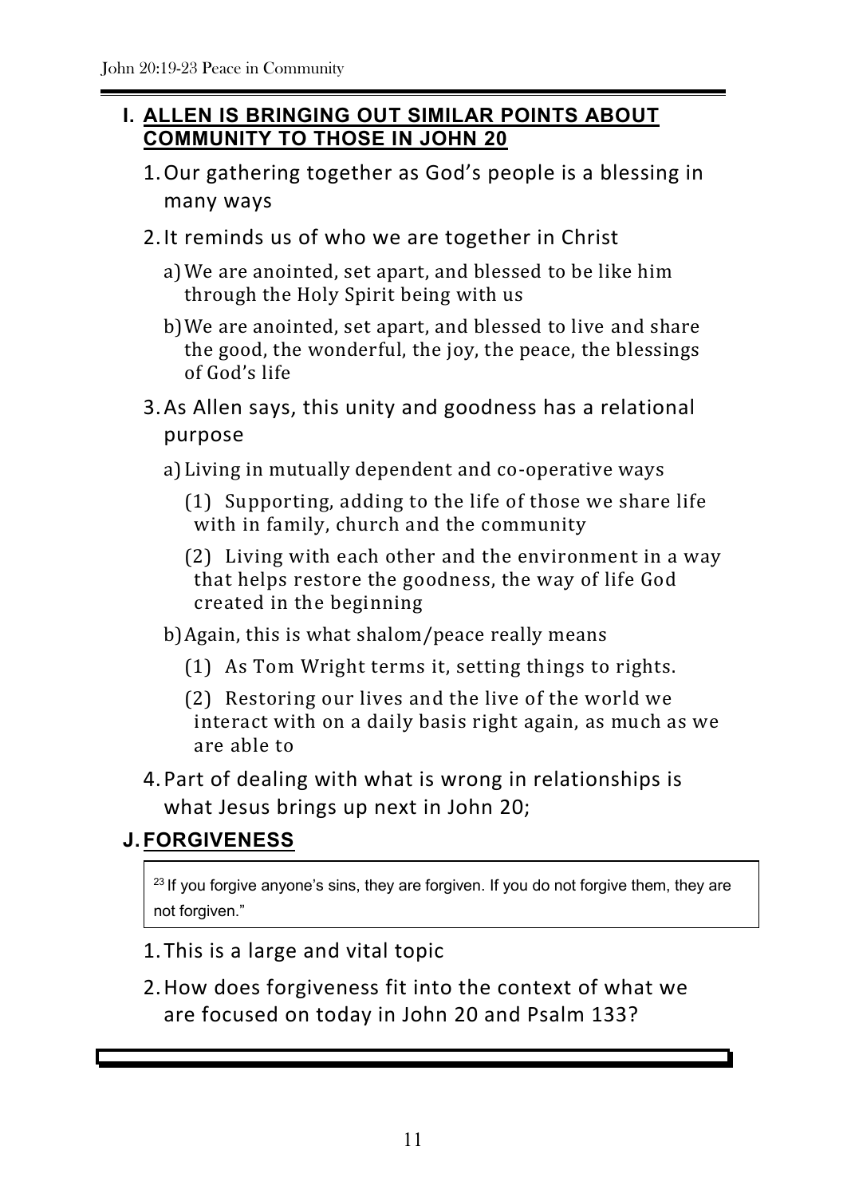## I. ALLEN IS BRINGING OUT SIMILAR POINTS ABOUT COMMUNITY TO THOSE IN JOHN 20

1. Our gathering together as God's people is a blessing in many ways
2. It reminds us of who we are together in Christ
   a) We are anointed, set apart, and blessed to be like him through the Holy Spirit being with us
   b) We are anointed, set apart, and blessed to live and share the good, the wonderful, the joy, the peace, the blessings of God's life
3. As Allen says, this unity and goodness has a relational purpose
   a) Living in mutually dependent and co-operative ways
      (1) Supporting, adding to the life of those we share life with in family, church and the community
      (2) Living with each other and the environment in a way that helps restore the goodness, the way of life God created in the beginning
   b) Again, this is what shalom/peace really means
      (1) As Tom Wright terms it, setting things to rights.
      (2) Restoring our lives and the live of the world we interact with on a daily basis right again, as much as we are able to
4. Part of dealing with what is wrong in relationships is what Jesus brings up next in John 20;

## J. FORGIVENESS

> [23] If you forgive anyone's sins, they are forgiven. If you do not forgive them, they are not forgiven."

1. This is a large and vital topic
2. How does forgiveness fit into the context of what we are focused on today in John 20 and Psalm 133?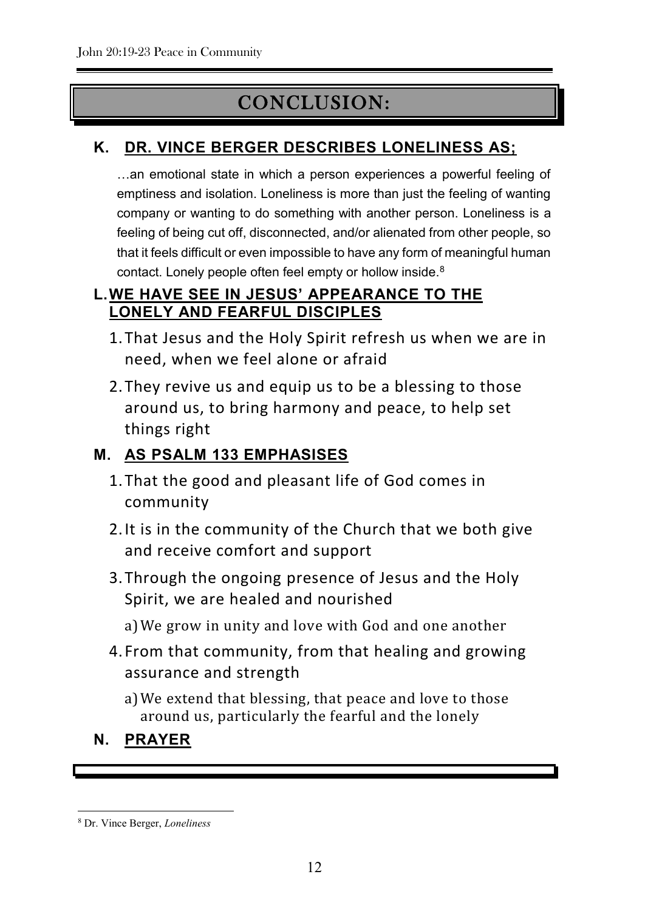# CONCLUSION:

## K. DR. VINCE BERGER DESCRIBES LONELINESS AS;

…an emotional state in which a person experiences a powerful feeling of emptiness and isolation. Loneliness is more than just the feeling of wanting company or wanting to do something with another person. Loneliness is a feeling of being cut off, disconnected, and/or alienated from other people, so that it feels difficult or even impossible to have any form of meaningful human contact. Lonely people often feel empty or hollow inside.[8]

## L. WE HAVE SEE IN JESUS' APPEARANCE TO THE LONELY AND FEARFUL DISCIPLES

1. That Jesus and the Holy Spirit refresh us when we are in need, when we feel alone or afraid
2. They revive us and equip us to be a blessing to those around us, to bring harmony and peace, to help set things right

## M. AS PSALM 133 EMPHASISES

1. That the good and pleasant life of God comes in community
2. It is in the community of the Church that we both give and receive comfort and support
3. Through the ongoing presence of Jesus and the Holy Spirit, we are healed and nourished
   a) We grow in unity and love with God and one another
4. From that community, from that healing and growing assurance and strength
   a) We extend that blessing, that peace and love to those around us, particularly the fearful and the lonely

## N. PRAYER

---

[8] Dr. Vince Berger, *Loneliness*